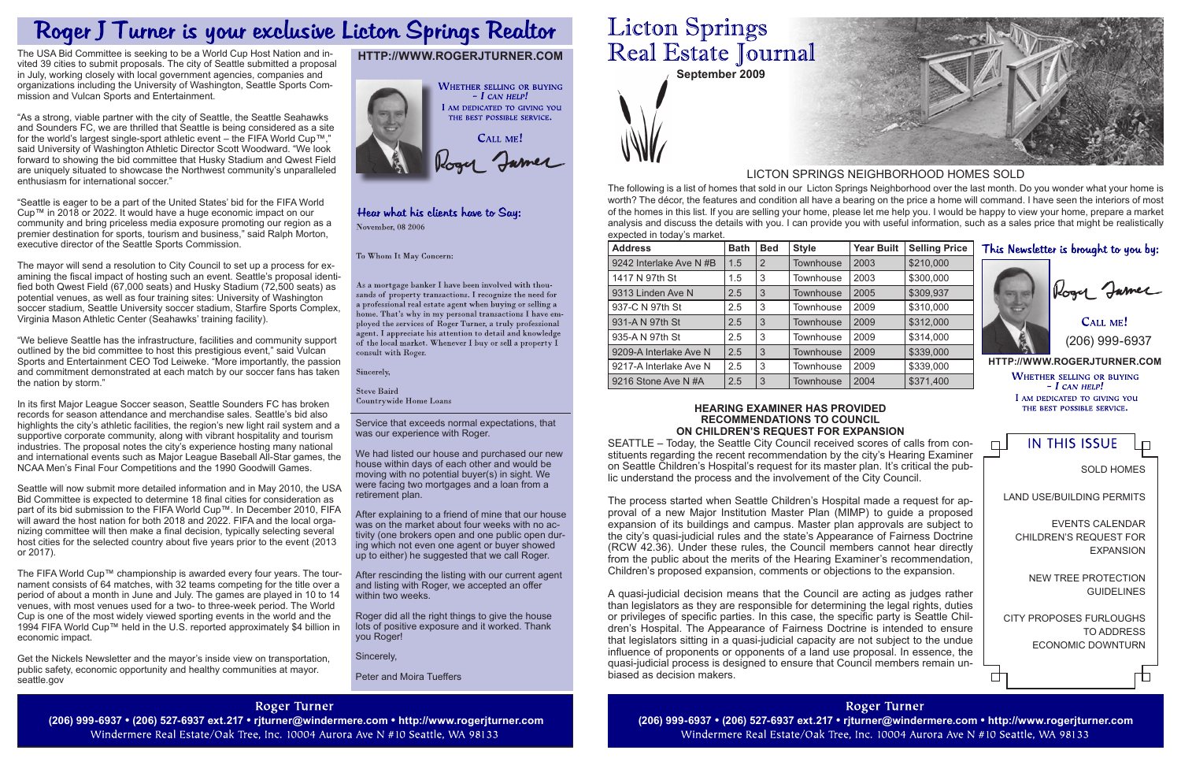# Roger J Turner is your exclusive Licton Springs Realtor

The USA Bid Committee is seeking to be a World Cup Host Nation and invited 39 cities to submit proposals. The city of Seattle submitted a proposal in July, working closely with local government agencies, companies and organizations including the University of Washington, Seattle Sports Commission and Vulcan Sports and Entertainment.

"As a strong, viable partner with the city of Seattle, the Seattle Seahawks and Sounders FC, we are thrilled that Seattle is being considered as a site for the world's largest single-sport athletic event – the FIFA World Cup™," said University of Washington Athletic Director Scott Woodward. "We look forward to showing the bid committee that Husky Stadium and Qwest Field are uniquely situated to showcase the Northwest community's unparalleled enthusiasm for international soccer."

"Seattle is eager to be a part of the United States' bid for the FIFA World Cup™ in 2018 or 2022. It would have a huge economic impact on our community and bring priceless media exposure promoting our region as a premier destination for sports, tourism and business," said Ralph Morton, executive director of the Seattle Sports Commission.

The mayor will send a resolution to City Council to set up a process for examining the fiscal impact of hosting such an event. Seattle's proposal identified both Qwest Field (67,000 seats) and Husky Stadium (72,500 seats) as potential venues, as well as four training sites: University of Washington soccer stadium, Seattle University soccer stadium, Starfire Sports Complex, Virginia Mason Athletic Center (Seahawks' training facility).

"We believe Seattle has the infrastructure, facilities and community support outlined by the bid committee to host this prestigious event," said Vulcan Sports and Entertainment CEO Tod Leiweke. "More importantly, the passion and commitment demonstrated at each match by our soccer fans has taken the nation by storm."

In its first Major League Soccer season, Seattle Sounders FC has broken records for season attendance and merchandise sales. Seattle's bid also highlights the city's athletic facilities, the region's new light rail system and a supportive corporate community, along with vibrant hospitality and tourism industries. The proposal notes the city's experience hosting many national and international events such as Major League Baseball All-Star games, the NCAA Men's Final Four Competitions and the 1990 Goodwill Games.

Seattle will now submit more detailed information and in May 2010, the USA Bid Committee is expected to determine 18 final cities for consideration as part of its bid submission to the FIFA World Cup™. In December 2010, FIFA will award the host nation for both 2018 and 2022. FIFA and the local organizing committee will then make a final decision, typically selecting several host cities for the selected country about five years prior to the event (2013 or 2017).

The FIFA World Cup™ championship is awarded every four years. The tournament consists of 64 matches, with 32 teams competing for the title over a period of about a month in June and July. The games are played in 10 to 14 venues, with most venues used for a two- to three-week period. The World Cup is one of the most widely viewed sporting events in the world and the 1994 FIFA World Cup™ held in the U.S. reported approximately $4 billion in economic impact.

Get the Nickels Newsletter and the mayor's inside view on transportation, public safety, economic opportunity and healthy communities at mayor.seattle.gov

**HTTP://WWW.ROGERJTURNER.COM**

WHETHER SELLING OR BUYING – *I CAN HELP!*
I AM DEDICATED TO GIVING YOU THE BEST POSSIBLE SERVICE.

CALL ME!

Roger Turner

## Hear what his clients have to Say:

November, 08 2006

To Whom It May Concern:

As a mortgage banker I have been involved with thousands of property transactions. I recognize the need for a professional real estate agent when buying or selling a home. That's why in my personal transactions I have employed the services of Roger Turner, a truly professional agent. I appreciate his attention to detail and knowledge of the local market. Whenever I buy or sell a property I consult with Roger.

Sincerely,

Steve Baird
Countrywide Home Loans

---

Service that exceeds normal expectations, that was our experience with Roger.

We had listed our house and purchased our new house within days of each other and would be moving with no potential buyer(s) in sight. We were facing two mortgages and a loan from a retirement plan.

After explaining to a friend of mine that our house was on the market about four weeks with no activity (one brokers open and one public open during which not even one agent or buyer showed up to either) he suggested that we call Roger.

After rescinding the listing with our current agent and listing with Roger, we accepted an offer within two weeks.

Roger did all the right things to give the house lots of positive exposure and it worked. Thank you Roger!

Sincerely,

Peter and Moira Tueffers

**Roger Turner**
**(206) 999-6937 • (206) 527-6937 ext.217 • rjturner@windermere.com • http://www.rogerjturner.com**
Windermere Real Estate/Oak Tree, Inc. 10004 Aurora Ave N #10 Seattle, WA 98133

# Licton Springs Real Estate Journal

**September 2009**

## LICTON SPRINGS NEIGHBORHOOD HOMES SOLD

The following is a list of homes that sold in our Licton Springs Neighborhood over the last month. Do you wonder what your home is worth? The décor, the features and condition all have a bearing on the price a home will command. I have seen the interiors of most of the homes in this list. If you are selling your home, please let me help you. I would be happy to view your home, prepare a market analysis and discuss the details with you. I can provide you with useful information, such as a sales price that might be realistically expected in today's market.

| Address | Bath | Bed | Style | Year Built | Selling Price |
|---|---|---|---|---|---|
| 9242 Interlake Ave N #B | 1.5 | 2 | Townhouse | 2003 | $210,000 |
| 1417 N 97th St | 1.5 | 3 | Townhouse | 2003 | $300,000 |
| 9313 Linden Ave N | 2.5 | 3 | Townhouse | 2005 | $309,937 |
| 937-C N 97th St | 2.5 | 3 | Townhouse | 2009 | $310,000 |
| 931-A N 97th St | 2.5 | 3 | Townhouse | 2009 | $312,000 |
| 935-A N 97th St | 2.5 | 3 | Townhouse | 2009 | $314,000 |
| 9209-A Interlake Ave N | 2.5 | 3 | Townhouse | 2009 | $339,000 |
| 9217-A Interlake Ave N | 2.5 | 3 | Townhouse | 2009 | $339,000 |
| 9216 Stone Ave N #A | 2.5 | 3 | Townhouse | 2004 | $371,400 |

### HEARING EXAMINER HAS PROVIDED RECOMMENDATIONS TO COUNCIL ON CHILDREN'S REQUEST FOR EXPANSION

SEATTLE – Today, the Seattle City Council received scores of calls from constituents regarding the recent recommendation by the city's Hearing Examiner on Seattle Children's Hospital's request for its master plan. It's critical the public understand the process and the involvement of the City Council.

The process started when Seattle Children's Hospital made a request for approval of a new Major Institution Master Plan (MIMP) to guide a proposed expansion of its buildings and campus. Master plan approvals are subject to the city's quasi-judicial rules and the state's Appearance of Fairness Doctrine (RCW 42.36). Under these rules, the Council members cannot hear directly from the public about the merits of the Hearing Examiner's recommendation, Children's proposed expansion, comments or objections to the expansion.

A quasi-judicial decision means that the Council are acting as judges rather than legislators as they are responsible for determining the legal rights, duties or privileges of specific parties. In this case, the specific party is Seattle Children's Hospital. The Appearance of Fairness Doctrine is intended to ensure that legislators sitting in a quasi-judicial capacity are not subject to the undue influence of proponents or opponents of a land use proposal. In essence, the quasi-judicial process is designed to ensure that Council members remain unbiased as decision makers.

### This Newsletter is brought to you by:

Roger Turner

CALL ME!
(206) 999-6937

**HTTP://WWW.ROGERJTURNER.COM**

WHETHER SELLING OR BUYING – *I CAN HELP!*
I AM DEDICATED TO GIVING YOU THE BEST POSSIBLE SERVICE.

### IN THIS ISSUE

- SOLD HOMES
- LAND USE/BUILDING PERMITS
- EVENTS CALENDAR
- CHILDREN'S REQUEST FOR EXPANSION
- NEW TREE PROTECTION GUIDELINES
- CITY PROPOSES FURLOUGHS TO ADDRESS ECONOMIC DOWNTURN

**Roger Turner**
**(206) 999-6937 • (206) 527-6937 ext.217 • rjturner@windermere.com • http://www.rogerjturner.com**
Windermere Real Estate/Oak Tree, Inc. 10004 Aurora Ave N #10 Seattle, WA 98133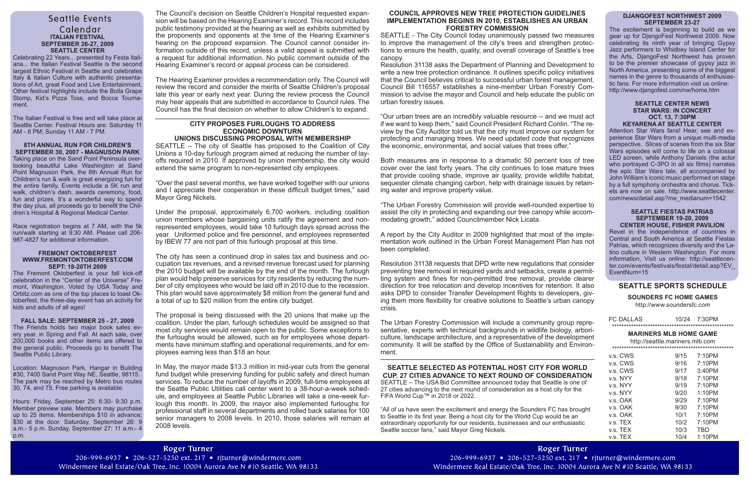# Seattle Events Calendar

### ITALIAN FESTIVAL
### SEPTEMBER 26-27, 2009
### SEATTLE CENTER

Celebrating 22 Years... presented by Festa Italiana... the Italian Festival Seattle is the second largest Ethnic Festival in Seattle and celebrates Italy & Italian Culture with authentic presentations of Art, great Food and Live Entertainment. Other festival highlights include the Bolla Grape Stomp, Kid's Pizza Toss, and Bocce Tournament.

The Italian Festival is free and will take place at Seattle Center. Festival Hours are: Saturday 11 AM - 8 PM; Sunday 11 AM - 7 PM.

### 8TH ANNUAL RUN FOR CHILDREN'S
### SEPTEMBER 30, 2007 - MAGNUSON PARK

Taking place on the Sand Point Peninsula overlooking beautiful Lake Washington at Sand Point Magnuson Park, the 8th Annual Run for Children's run & walk is great energizing fun for the entire family. Events include a 5K run and walk, children's dash, awards ceremony, food, fun and prizes. It's a wonderful way to spend the day plus, all proceeds go to benefit the Children's Hospital & Regional Medical Center.

Race registration begins at 7 AM, with the 5k run/walk starting at 9:30 AM. Please call 206-987-4827 for additional information.

### FREMONT OKTOBERFEST
### WWW.FREMONTOKTOBERFEST.COM
### SEPT: 18-20TH 2009

The Fremont Oktoberfest is your fall kick-off celebration in the "Center of the Universe" Fremont, Washington. Voted by USA Today and Orbitz.com as one of the top places to toast Oktoberfest, the three-day event has an activity for kids and adults of all ages!

### FALL SALE: SEPTEMBER 25 - 27, 2009

The Friends holds two major book sales every year, in Spring and Fall. At each sale, over 200,000 books and other items are offered to the general public. Proceeds go to benefit The Seattle Public Library.

Location: Magnuson Park, Hangar in Building #30, 7400 Sand Point Way NE, Seattle, 98115. The park may be reached by Metro bus routes 30, 74, and 75. Free parking is available.

Hours: Friday, September 25: 6:30- 9:30 p.m. Member preview sale. Members may purchase up to 25 items. Memberships $10 in advance; $30 at the door. Saturday, September 26: 9 a.m.- 5 p.m. Sunday, September 27: 11 a.m.- 4 p.m.

The Council's decision on Seattle Children's Hospital requested expansion will be based on the Hearing Examiner's record. This record includes public testimony provided at the hearing as well as exhibits submitted by the proponents and opponents at the time of the Hearing Examiner's hearing on the proposed expansion. The Council cannot consider information outside of this record, unless a valid appeal is submitted with a request for additional information. No public comment outside of the Hearing Examiner's record or appeal process can be considered.

The Hearing Examiner provides a recommendation only. The Council will review the record and consider the merits of Seattle Children's proposal late this year or early next year. During the review process the Council may hear appeals that are submitted in accordance to Council rules. The Council has the final decision on whether to allow Children's to expand.

## CITY PROPOSES FURLOUGHS TO ADDRESS ECONOMIC DOWNTURN
## UNIONS DISCUSSING PROPOSAL WITH MEMBERSHIP

SEATTLE – The City of Seattle has proposed to the Coalition of City Unions a 10-day furlough program aimed at reducing the number of layoffs required in 2010. If approved by union membership, the city would extend the same program to non-represented city employees.

"Over the past several months, we have worked together with our unions and I appreciate their cooperation in these difficult budget times," said Mayor Greg Nickels.

Under the proposal, approximately 6,700 workers, including coalition union members whose bargaining units ratify the agreement and non-represented employees, would take 10 furlough days spread across the year. Uniformed police and fire personnel, and employees represented by IBEW 77 are not part of this furlough proposal at this time.

The city has seen a continued drop in sales tax and business and occupation tax revenues, and a revised revenue forecast used for planning the 2010 budget will be available by the end of the month. The furlough plan would help preserve services for city residents by reducing the number of city employees who would be laid off in 2010 due to the recession. This plan would save approximately $8 million from the general fund and a total of up to $20 million from the entire city budget.

The proposal is being discussed with the 20 unions that make up the coalition. Under the plan, furlough schedules would be assigned so that most city services would remain open to the public. Some exceptions to the furloughs would be allowed, such as for employees whose departments have minimum staffing and operational requirements, and for employees earning less than $18 an hour.

In May, the mayor made $13.3 million in mid-year cuts from the general fund budget while preserving funding for public safety and direct human services. To reduce the number of layoffs in 2009, full-time employees at the Seattle Public Utilities call center went to a 38-hour-a-week schedule, and employees at Seattle Public Libraries will take a one-week furlough this month. In 2009, the mayor also implemented furloughs for professional staff in several departments and rolled back salaries for 100 senior managers to 2008 levels. In 2010, those salaries will remain at 2008 levels.

## COUNCIL APPROVES NEW TREE PROTECTION GUIDELINES IMPLEMENTATION BEGINS IN 2010, ESTABLISHES AN URBAN FORESTRY COMMISSION

SEATTLE - The City Council today unanimously passed two measures to improve the management of the city's trees and strengthen protections to ensure the health, quality, and overall coverage of Seattle's tree canopy.

Resolution 31138 asks the Department of Planning and Development to write a new tree protection ordinance. It outlines specific policy initiatives that the Council believes critical to successful urban forest management. Council Bill 116557 establishes a nine-member Urban Forestry Commission to advise the mayor and Council and help educate the public on urban forestry issues.

"Our urban trees are an incredibly valuable resource -- and we must act if we want to keep them," said Council President Richard Conlin. "The review by the City Auditor told us that the city must improve our system for protecting and managing trees. We need updated code that recognizes the economic, environmental, and social values that trees offer."

Both measures are in response to a dramatic 50 percent loss of tree cover over the last forty years. The city continues to lose mature trees that provide cooling shade, improve air quality, provide wildlife habitat, sequester climate changing carbon, help with drainage issues by retaining water and improve property value.

"The Urban Forestry Commission will provide well-rounded expertise to assist the city in protecting and expanding our tree canopy while accommodating growth," added Councilmember Nick Licata.

A report by the City Auditor in 2009 highlighted that most of the implementation work outlined in the Urban Forest Management Plan has not been completed.

Resolution 31138 requests that DPD write new regulations that consider preventing tree removal in required yards and setbacks, create a permitting system and fines for non-permitted tree removal, provide clearer direction for tree relocation and develop incentives for retention. It also asks DPD to consider Transfer Development Rights to developers, giving them more flexibility for creative solutions to Seattle's urban canopy crisis.

The Urban Forestry Commission will include a community group representative, experts with technical backgrounds in wildlife biology, arboriculture, landscape architecture, and a representative of the development community. It will be staffed by the Office of Sustainability and Environment.

## SEATTLE SELECTED AS POTENTIAL HOST CITY FOR WORLD CUP. 27 CITIES ADVANCE TO NEXT ROUND OF CONSIDERATION

SEATTLE – The USA Bid Committee announced today that Seattle is one of 27 cities advancing to the next round of consideration as a host city for the FIFA World Cup™ in 2018 or 2022.

"All of us have seen the excitement and energy the Sounders FC has brought to Seattle in its first year. Being a host city for the World Cup would be an extraordinary opportunity for our residents, businesses and our enthusiastic Seattle soccer fans," said Mayor Greg Nickels.

### DJANGOFEST NORTHWEST 2009
### SEPTEMBER 23-27

The excitement is beginning to build as we gear up for DjangoFest Northwest 2009. Now celebrating its ninth year of bringing Gypsy Jazz performers to Whidbey Island Center for the Arts, DjangoFest Northwest has proven to be the premier showcase of gypsy jazz in North America, presenting some of the biggest names in the genre to thousands of enthusiastic fans. For more information visit us online: http://www.djangofest.com/nw/home.htm

### SEATTLE CENTER NEWS
### STAR WARS: IN CONCERT
### OCT. 13, 7:30PM
### KEYARENA AT SEATTLE CENTER

Attention Star Wars fans! Hear, see and experience Star Wars from a unique multi-media perspective. Slices of scenes from the six Star Wars episodes will come to life on a colossal LED screen, while Anthony Daniels (the actor who portrayed C-3PO in all six films) narrates the epic Star Wars tale, all accompanied by John William's iconic music performed on stage by a full symphony orchestra and chorus. Tickets are now on sale. http://www.seattlecenter.com/news/detail.asp?me_medianum=1542

### SEATTLE FIESTAS PATRIAS
### SEPTEMBER 19-20, 2009
### CENTER HOUSE, FISHER PAVILION

Revel in the independence of countries in Central and South America at Seattle Fiestas Patrias, which recognizes diversity and the Latino culture in Western Washington. For more information, Visit us online: http://seattlecenter.com/events/festivals/festal/detail.asp?EV_EventNum=15

## SEATTLE SPORTS SCHEDULE

### SOUNDERS FC HOME GAMES
http://www.soundersfc.com

| | | |
|---|---|---|
| FC DALLAS | 10/24 | 7:30PM |

### MARINERS MLB HOME GAME
http://seattle.mariners.mlb.com

| | | |
|---|---|---|
| v.s. CWS | 9/15 | 7:10PM |
| v.s. CWS | 9/16 | 7:10PM |
| v.s. CWS | 9/17 | 3:40PM |
| v.s. NYY | 9/18 | 7:10PM |
| v.s. NYY | 9/19 | 7:10PM |
| v.s. NYY | 9/20 | 1:10PM |
| v.s. OAK | 9/29 | 7:10PM |
| v.s. OAK | 9/30 | 7:10PM |
| v.s. OAK | 10/1 | 7:10PM |
| v.s. TEX | 10/2 | 7:10PM |
| v.s. TEX | 10/3 | TBD |
| v.s. TEX | 10/4 | 1:10PM |

**Roger Turner**
206-999-6937 • 206-527-5250 ext. 217 • rjturner@windermere.com
Windermere Real Estate/Oak Tree, Inc. 10004 Aurora Ave N #10 Seattle, WA 98133